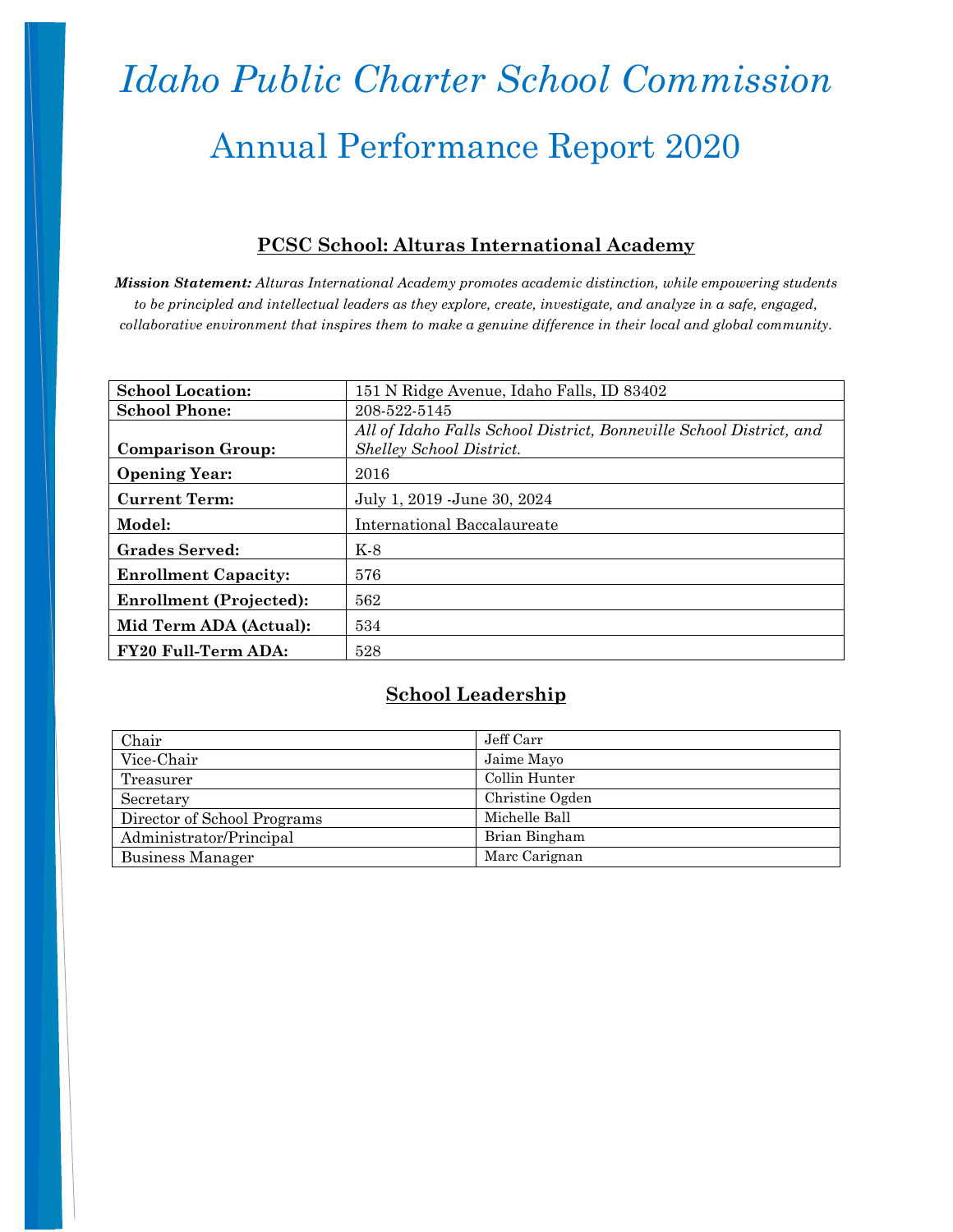# *Idaho Public Charter School Commission*

# Annual Performance Report 2020

## PCSC School: Alturas International Academy

***Mission Statement:*** *Alturas International Academy promotes academic distinction, while empowering students to be principled and intellectual leaders as they explore, create, investigate, and analyze in a safe, engaged, collaborative environment that inspires them to make a genuine difference in their local and global community.*

| | |
|---|---|
| **School Location:** | 151 N Ridge Avenue, Idaho Falls, ID 83402 |
| **School Phone:** | 208-522-5145 |
| **Comparison Group:** | *All of Idaho Falls School District, Bonneville School District, and Shelley School District.* |
| **Opening Year:** | 2016 |
| **Current Term:** | July 1, 2019 -June 30, 2024 |
| **Model:** | International Baccalaureate |
| **Grades Served:** | K-8 |
| **Enrollment Capacity:** | 576 |
| **Enrollment (Projected):** | 562 |
| **Mid Term ADA (Actual):** | 534 |
| **FY20 Full-Term ADA:** | 528 |

## School Leadership

| | |
|---|---|
| Chair | Jeff Carr |
| Vice-Chair | Jaime Mayo |
| Treasurer | Collin Hunter |
| Secretary | Christine Ogden |
| Director of School Programs | Michelle Ball |
| Administrator/Principal | Brian Bingham |
| Business Manager | Marc Carignan |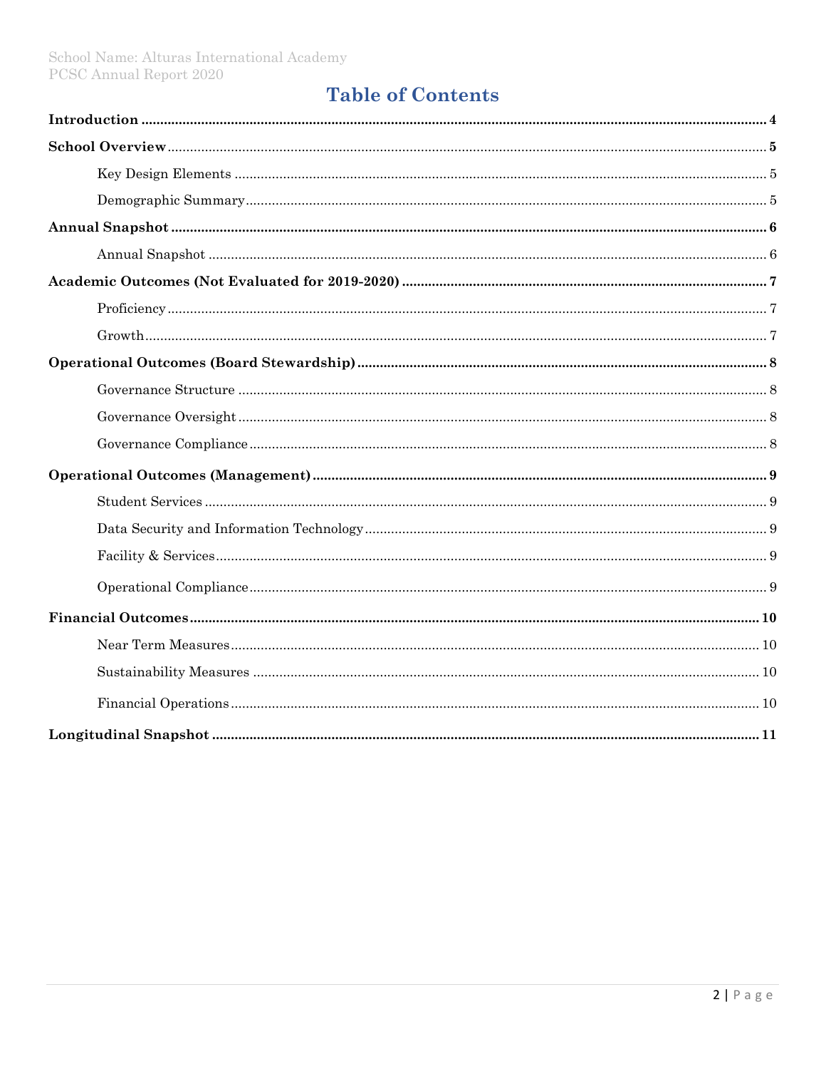# Table of Contents

**Introduction** ........................................................................ **4**

**School Overview** ........................................................................ **5**

- Key Design Elements ........................................................................ 5
- Demographic Summary ........................................................................ 5

**Annual Snapshot** ........................................................................ **6**

- Annual Snapshot ........................................................................ 6

**Academic Outcomes (Not Evaluated for 2019-2020)** ........................................................................ **7**

- Proficiency ........................................................................ 7
- Growth ........................................................................ 7

**Operational Outcomes (Board Stewardship)** ........................................................................ **8**

- Governance Structure ........................................................................ 8
- Governance Oversight ........................................................................ 8
- Governance Compliance ........................................................................ 8

**Operational Outcomes (Management)** ........................................................................ **9**

- Student Services ........................................................................ 9
- Data Security and Information Technology ........................................................................ 9
- Facility & Services ........................................................................ 9
- Operational Compliance ........................................................................ 9

**Financial Outcomes** ........................................................................ **10**

- Near Term Measures ........................................................................ 10
- Sustainability Measures ........................................................................ 10
- Financial Operations ........................................................................ 10

**Longitudinal Snapshot** ........................................................................ **11**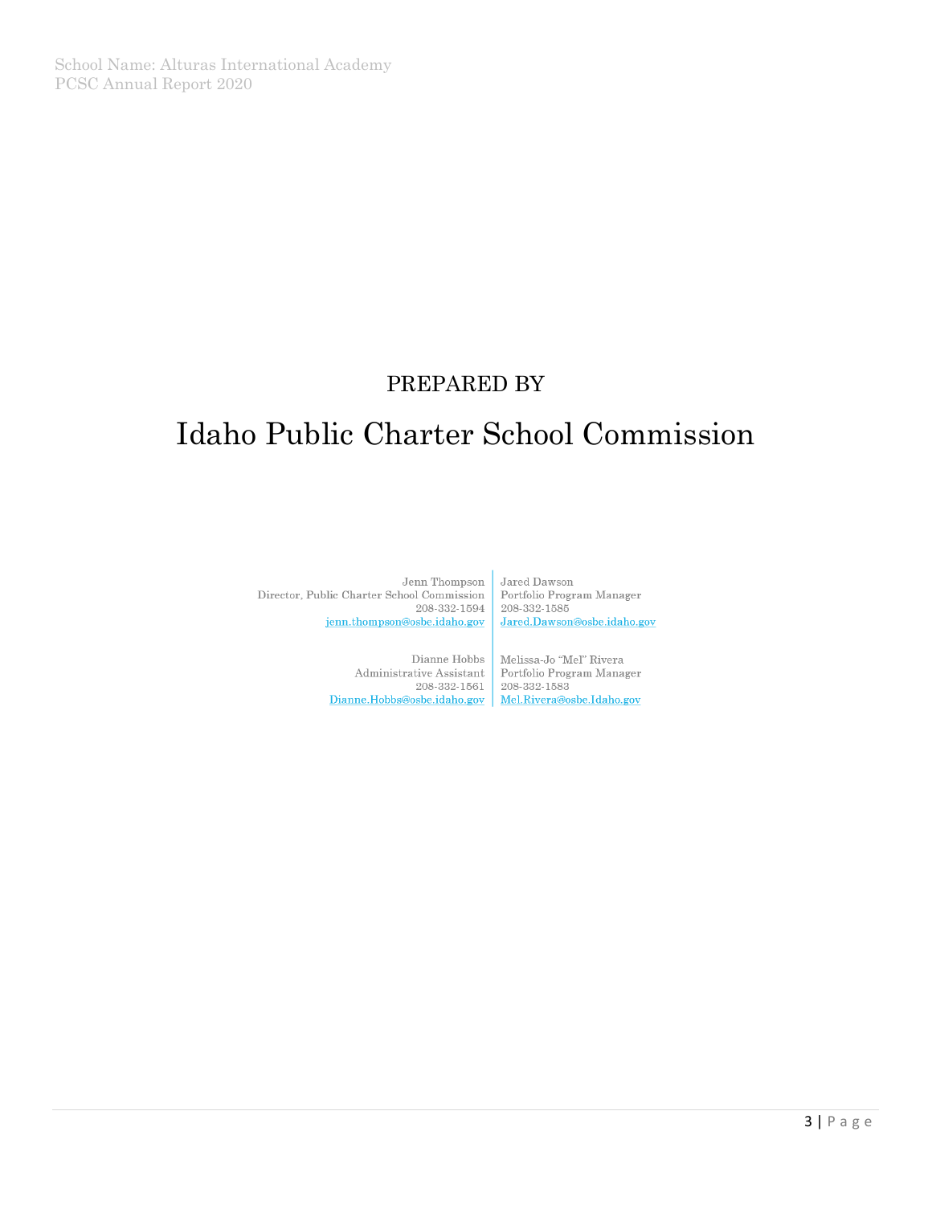PREPARED BY

# Idaho Public Charter School Commission

Jenn Thompson
Director, Public Charter School Commission
208-332-1594
jenn.thompson@osbe.idaho.gov

Jared Dawson
Portfolio Program Manager
208-332-1585
Jared.Dawson@osbe.idaho.gov

Dianne Hobbs
Administrative Assistant
208-332-1561
Dianne.Hobbs@osbe.idaho.gov

Melissa-Jo "Mel" Rivera
Portfolio Program Manager
208-332-1583
Mel.Rivera@osbe.Idaho.gov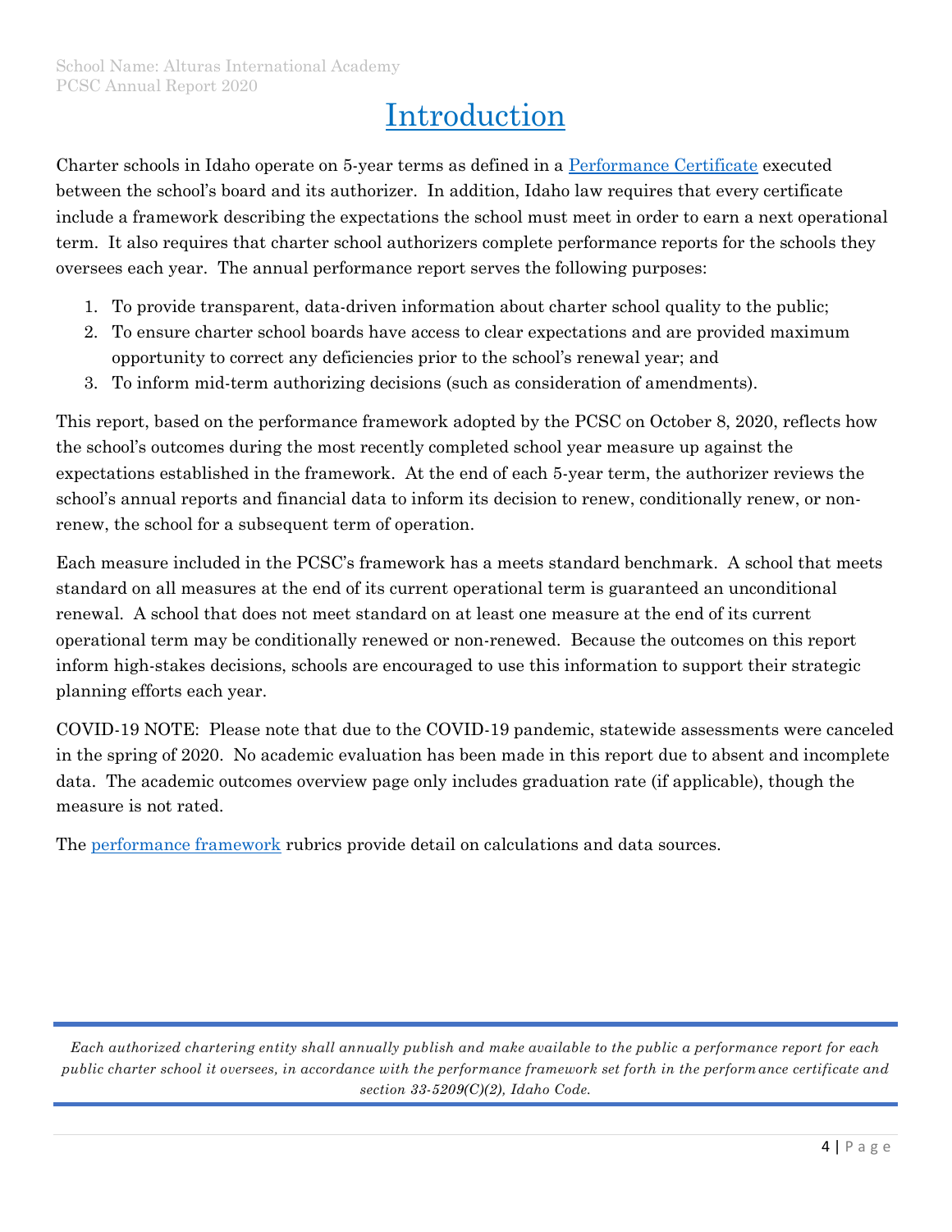# Introduction

Charter schools in Idaho operate on 5-year terms as defined in a Performance Certificate executed between the school's board and its authorizer. In addition, Idaho law requires that every certificate include a framework describing the expectations the school must meet in order to earn a next operational term. It also requires that charter school authorizers complete performance reports for the schools they oversees each year. The annual performance report serves the following purposes:

1. To provide transparent, data-driven information about charter school quality to the public;
2. To ensure charter school boards have access to clear expectations and are provided maximum opportunity to correct any deficiencies prior to the school's renewal year; and
3. To inform mid-term authorizing decisions (such as consideration of amendments).

This report, based on the performance framework adopted by the PCSC on October 8, 2020, reflects how the school's outcomes during the most recently completed school year measure up against the expectations established in the framework. At the end of each 5-year term, the authorizer reviews the school's annual reports and financial data to inform its decision to renew, conditionally renew, or non-renew, the school for a subsequent term of operation.

Each measure included in the PCSC's framework has a meets standard benchmark. A school that meets standard on all measures at the end of its current operational term is guaranteed an unconditional renewal. A school that does not meet standard on at least one measure at the end of its current operational term may be conditionally renewed or non-renewed. Because the outcomes on this report inform high-stakes decisions, schools are encouraged to use this information to support their strategic planning efforts each year.

COVID-19 NOTE: Please note that due to the COVID-19 pandemic, statewide assessments were canceled in the spring of 2020. No academic evaluation has been made in this report due to absent and incomplete data. The academic outcomes overview page only includes graduation rate (if applicable), though the measure is not rated.

The performance framework rubrics provide detail on calculations and data sources.

*Each authorized chartering entity shall annually publish and make available to the public a performance report for each public charter school it oversees, in accordance with the performance framework set forth in the performance certificate and section 33-5209(C)(2), Idaho Code.*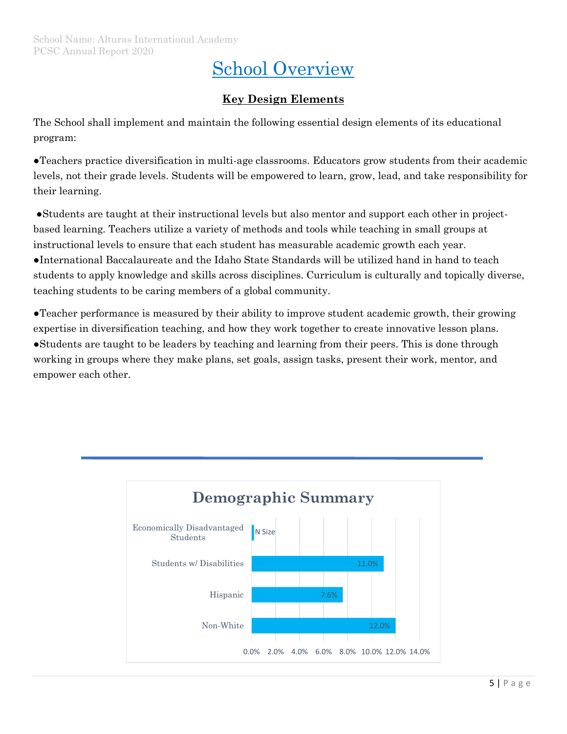# School Overview

## Key Design Elements

The School shall implement and maintain the following essential design elements of its educational program:

●Teachers practice diversification in multi-age classrooms. Educators grow students from their academic levels, not their grade levels. Students will be empowered to learn, grow, lead, and take responsibility for their learning.

●Students are taught at their instructional levels but also mentor and support each other in project-based learning. Teachers utilize a variety of methods and tools while teaching in small groups at instructional levels to ensure that each student has measurable academic growth each year.

●International Baccalaureate and the Idaho State Standards will be utilized hand in hand to teach students to apply knowledge and skills across disciplines. Curriculum is culturally and topically diverse, teaching students to be caring members of a global community.

●Teacher performance is measured by their ability to improve student academic growth, their growing expertise in diversification teaching, and how they work together to create innovative lesson plans.

●Students are taught to be leaders by teaching and learning from their peers. This is done through working in groups where they make plans, set goals, assign tasks, present their work, mentor, and empower each other.

---

**Demographic Summary**

| Group | Percentage |
|---|---|
| Economically Disadvantaged Students | N Size |
| Students w/ Disabilities | 11.0% |
| Hispanic | 7.6% |
| Non-White | 12.0% |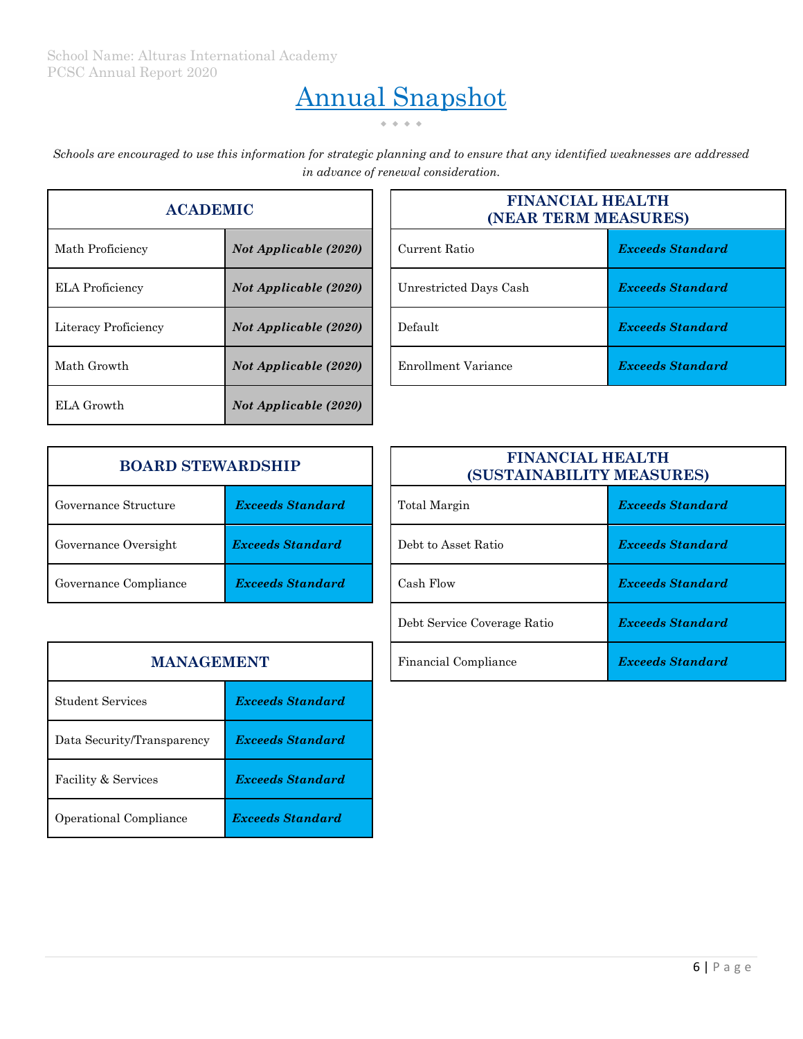School Name: Alturas International Academy
PCSC Annual Report 2020

# Annual Snapshot

*Schools are encouraged to use this information for strategic planning and to ensure that any identified weaknesses are addressed in advance of renewal consideration.*

| ACADEMIC | |
|---|---|
| Math Proficiency | ***Not Applicable (2020)*** |
| ELA Proficiency | ***Not Applicable (2020)*** |
| Literacy Proficiency | ***Not Applicable (2020)*** |
| Math Growth | ***Not Applicable (2020)*** |
| ELA Growth | ***Not Applicable (2020)*** |

| FINANCIAL HEALTH (NEAR TERM MEASURES) | |
|---|---|
| Current Ratio | ***Exceeds Standard*** |
| Unrestricted Days Cash | ***Exceeds Standard*** |
| Default | ***Exceeds Standard*** |
| Enrollment Variance | ***Exceeds Standard*** |

| BOARD STEWARDSHIP | |
|---|---|
| Governance Structure | ***Exceeds Standard*** |
| Governance Oversight | ***Exceeds Standard*** |
| Governance Compliance | ***Exceeds Standard*** |

| FINANCIAL HEALTH (SUSTAINABILITY MEASURES) | |
|---|---|
| Total Margin | ***Exceeds Standard*** |
| Debt to Asset Ratio | ***Exceeds Standard*** |
| Cash Flow | ***Exceeds Standard*** |
| Debt Service Coverage Ratio | ***Exceeds Standard*** |
| Financial Compliance | ***Exceeds Standard*** |

| MANAGEMENT | |
|---|---|
| Student Services | ***Exceeds Standard*** |
| Data Security/Transparency | ***Exceeds Standard*** |
| Facility & Services | ***Exceeds Standard*** |
| Operational Compliance | ***Exceeds Standard*** |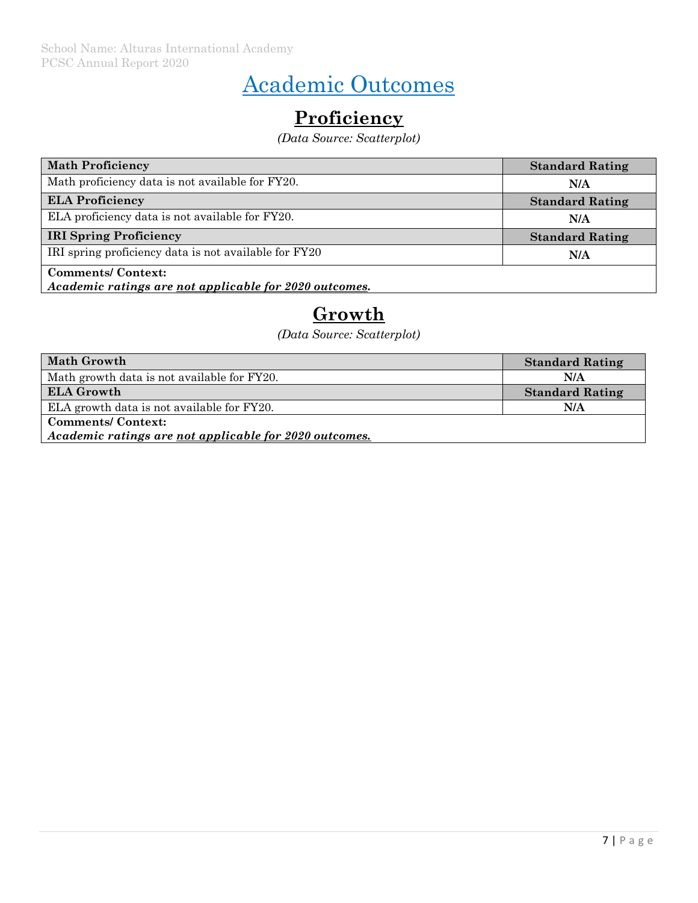# Academic Outcomes

## Proficiency

*(Data Source: Scatterplot)*

| Math Proficiency | Standard Rating |
|---|---|
| Math proficiency data is not available for FY20. | N/A |
| **ELA Proficiency** | **Standard Rating** |
| ELA proficiency data is not available for FY20. | N/A |
| **IRI Spring Proficiency** | **Standard Rating** |
| IRI spring proficiency data is not available for FY20 | N/A |
| **Comments/ Context:** *Academic ratings are not applicable for 2020 outcomes.* | |

## Growth

*(Data Source: Scatterplot)*

| Math Growth | Standard Rating |
|---|---|
| Math growth data is not available for FY20. | N/A |
| **ELA Growth** | **Standard Rating** |
| ELA growth data is not available for FY20. | N/A |
| **Comments/ Context:** *Academic ratings are not applicable for 2020 outcomes.* | |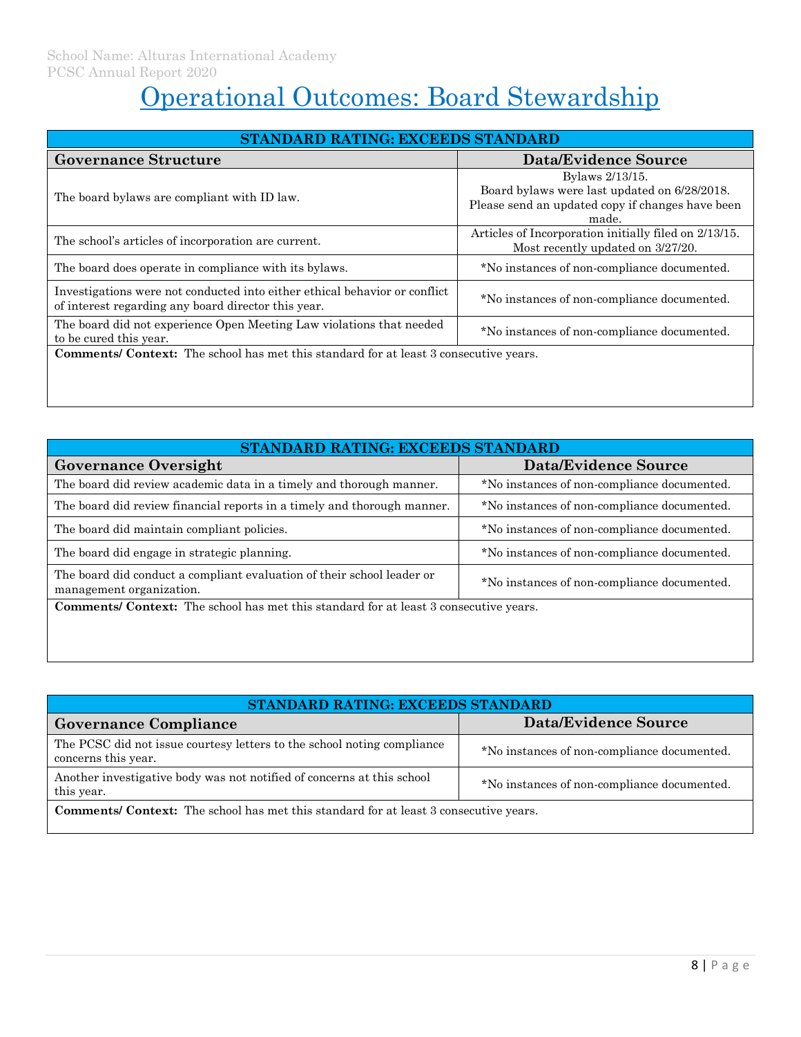# Operational Outcomes: Board Stewardship

| STANDARD RATING: EXCEEDS STANDARD | |
|---|---|
| **Governance Structure** | **Data/Evidence Source** |
| The board bylaws are compliant with ID law. | Bylaws 2/13/15. Board bylaws were last updated on 6/28/2018. Please send an updated copy if changes have been made. |
| The school's articles of incorporation are current. | Articles of Incorporation initially filed on 2/13/15. Most recently updated on 3/27/20. |
| The board does operate in compliance with its bylaws. | *No instances of non-compliance documented. |
| Investigations were not conducted into either ethical behavior or conflict of interest regarding any board director this year. | *No instances of non-compliance documented. |
| The board did not experience Open Meeting Law violations that needed to be cured this year. | *No instances of non-compliance documented. |
| **Comments/ Context:** The school has met this standard for at least 3 consecutive years. | |

| STANDARD RATING: EXCEEDS STANDARD | |
|---|---|
| **Governance Oversight** | **Data/Evidence Source** |
| The board did review academic data in a timely and thorough manner. | *No instances of non-compliance documented. |
| The board did review financial reports in a timely and thorough manner. | *No instances of non-compliance documented. |
| The board did maintain compliant policies. | *No instances of non-compliance documented. |
| The board did engage in strategic planning. | *No instances of non-compliance documented. |
| The board did conduct a compliant evaluation of their school leader or management organization. | *No instances of non-compliance documented. |
| **Comments/ Context:** The school has met this standard for at least 3 consecutive years. | |

| STANDARD RATING: EXCEEDS STANDARD | |
|---|---|
| **Governance Compliance** | **Data/Evidence Source** |
| The PCSC did not issue courtesy letters to the school noting compliance concerns this year. | *No instances of non-compliance documented. |
| Another investigative body was not notified of concerns at this school this year. | *No instances of non-compliance documented. |
| **Comments/ Context:** The school has met this standard for at least 3 consecutive years. | |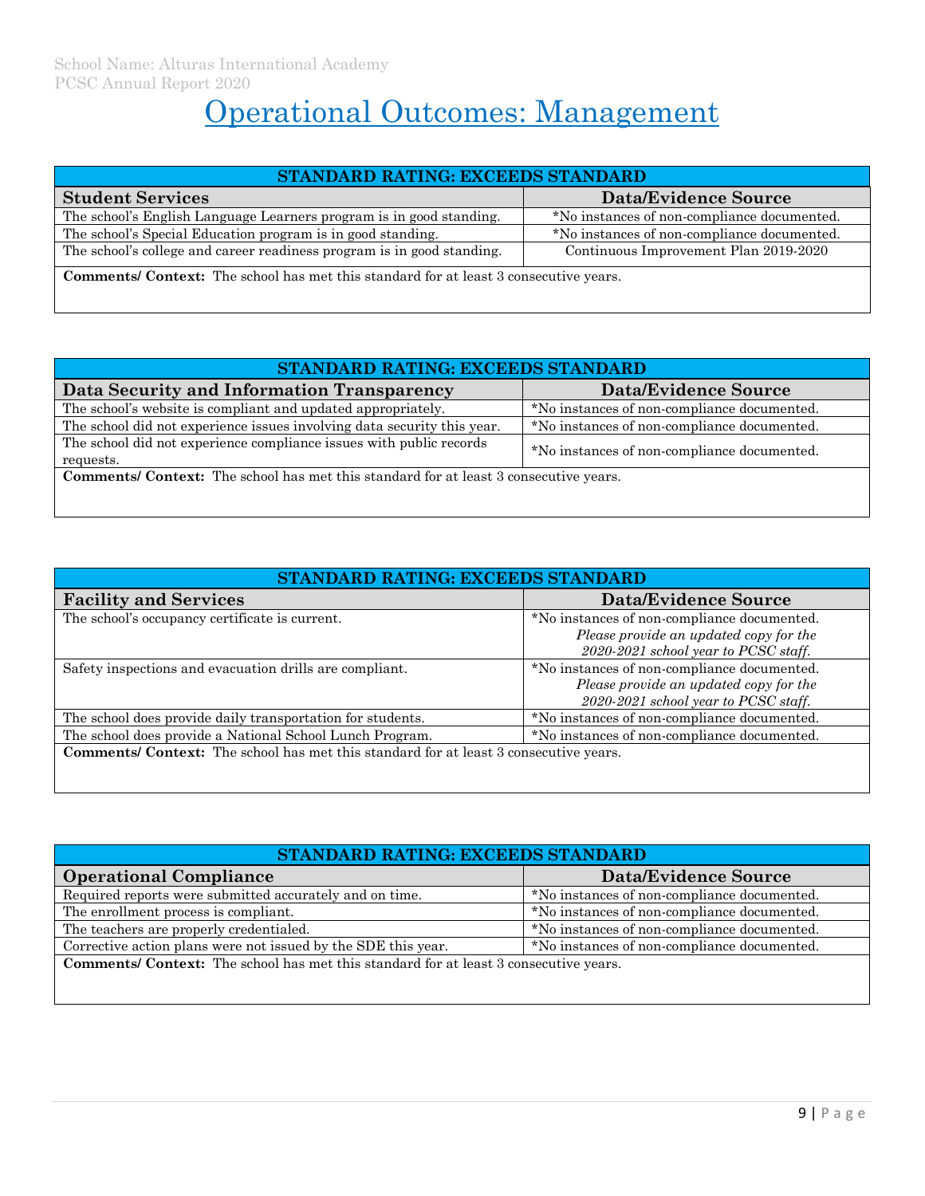# Operational Outcomes: Management

| STANDARD RATING: EXCEEDS STANDARD | |
|---|---|
| **Student Services** | **Data/Evidence Source** |
| The school's English Language Learners program is in good standing. | *No instances of non-compliance documented. |
| The school's Special Education program is in good standing. | *No instances of non-compliance documented. |
| The school's college and career readiness program is in good standing. | Continuous Improvement Plan 2019-2020 |
| **Comments/ Context:** The school has met this standard for at least 3 consecutive years. | |

| STANDARD RATING: EXCEEDS STANDARD | |
|---|---|
| **Data Security and Information Transparency** | **Data/Evidence Source** |
| The school's website is compliant and updated appropriately. | *No instances of non-compliance documented. |
| The school did not experience issues involving data security this year. | *No instances of non-compliance documented. |
| The school did not experience compliance issues with public records requests. | *No instances of non-compliance documented. |
| **Comments/ Context:** The school has met this standard for at least 3 consecutive years. | |

| STANDARD RATING: EXCEEDS STANDARD | |
|---|---|
| **Facility and Services** | **Data/Evidence Source** |
| The school's occupancy certificate is current. | *No instances of non-compliance documented. *Please provide an updated copy for the 2020-2021 school year to PCSC staff.* |
| Safety inspections and evacuation drills are compliant. | *No instances of non-compliance documented. *Please provide an updated copy for the 2020-2021 school year to PCSC staff.* |
| The school does provide daily transportation for students. | *No instances of non-compliance documented. |
| The school does provide a National School Lunch Program. | *No instances of non-compliance documented. |
| **Comments/ Context:** The school has met this standard for at least 3 consecutive years. | |

| STANDARD RATING: EXCEEDS STANDARD | |
|---|---|
| **Operational Compliance** | **Data/Evidence Source** |
| Required reports were submitted accurately and on time. | *No instances of non-compliance documented. |
| The enrollment process is compliant. | *No instances of non-compliance documented. |
| The teachers are properly credentialed. | *No instances of non-compliance documented. |
| Corrective action plans were not issued by the SDE this year. | *No instances of non-compliance documented. |
| **Comments/ Context:** The school has met this standard for at least 3 consecutive years. | |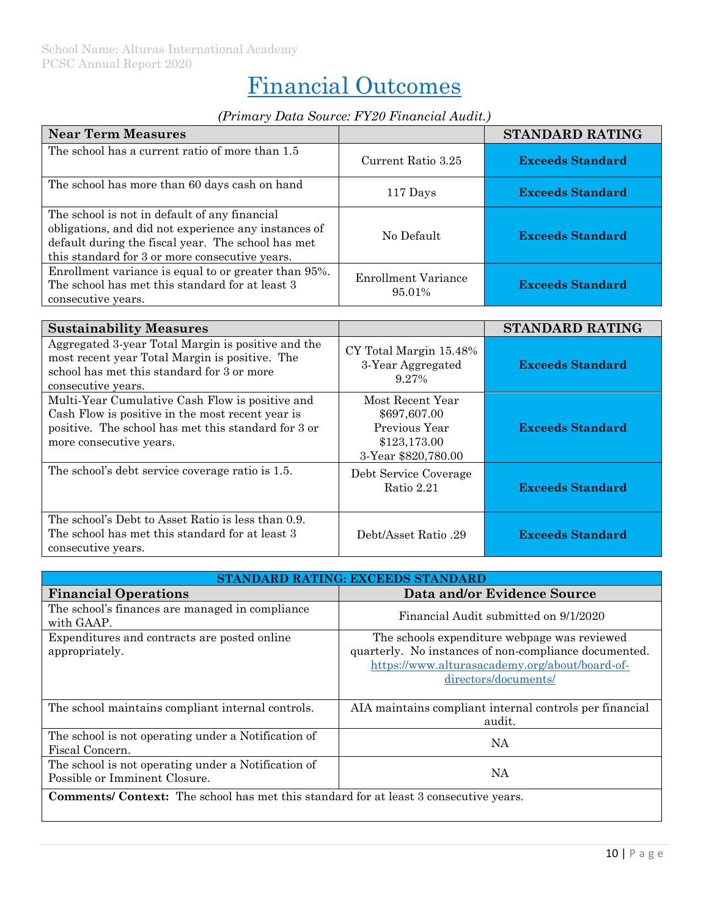# Financial Outcomes

*(Primary Data Source: FY20 Financial Audit.)*

| Near Term Measures | | STANDARD RATING |
|---|---|---|
| The school has a current ratio of more than 1.5 | Current Ratio 3.25 | **Exceeds Standard** |
| The school has more than 60 days cash on hand | 117 Days | **Exceeds Standard** |
| The school is not in default of any financial obligations, and did not experience any instances of default during the fiscal year. The school has met this standard for 3 or more consecutive years. | No Default | **Exceeds Standard** |
| Enrollment variance is equal to or greater than 95%. The school has met this standard for at least 3 consecutive years. | Enrollment Variance 95.01% | **Exceeds Standard** |

| Sustainability Measures | | STANDARD RATING |
|---|---|---|
| Aggregated 3-year Total Margin is positive and the most recent year Total Margin is positive. The school has met this standard for 3 or more consecutive years. | CY Total Margin 15.48% 3-Year Aggregated 9.27% | **Exceeds Standard** |
| Multi-Year Cumulative Cash Flow is positive and Cash Flow is positive in the most recent year is positive. The school has met this standard for 3 or more consecutive years. | Most Recent Year $697,607.00 Previous Year $123,173.00 3-Year $820,780.00 | **Exceeds Standard** |
| The school's debt service coverage ratio is 1.5. | Debt Service Coverage Ratio 2.21 | **Exceeds Standard** |
| The school's Debt to Asset Ratio is less than 0.9. The school has met this standard for at least 3 consecutive years. | Debt/Asset Ratio .29 | **Exceeds Standard** |

| STANDARD RATING: EXCEEDS STANDARD | |
|---|---|
| **Financial Operations** | **Data and/or Evidence Source** |
| The school's finances are managed in compliance with GAAP. | Financial Audit submitted on 9/1/2020 |
| Expenditures and contracts are posted online appropriately. | The schools expenditure webpage was reviewed quarterly. No instances of non-compliance documented. https://www.alturasacademy.org/about/board-of-directors/documents/ |
| The school maintains compliant internal controls. | AIA maintains compliant internal controls per financial audit. |
| The school is not operating under a Notification of Fiscal Concern. | NA |
| The school is not operating under a Notification of Possible or Imminent Closure. | NA |
| **Comments/ Context:** The school has met this standard for at least 3 consecutive years. | |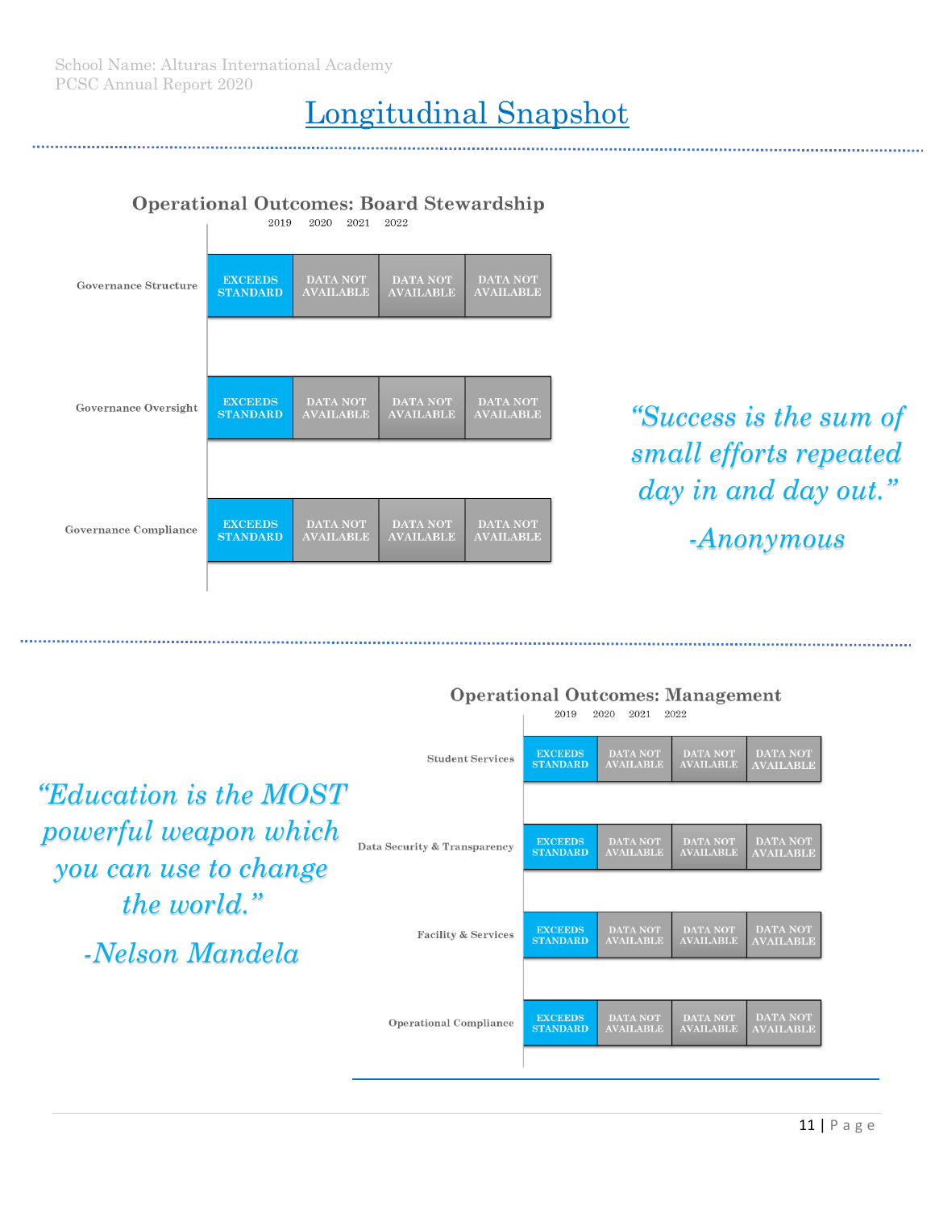# Longitudinal Snapshot

## Operational Outcomes: Board Stewardship

2019 2020 2021 2022

Governance Structure
EXCEEDS STANDARD
DATA NOT AVAILABLE
DATA NOT AVAILABLE
DATA NOT AVAILABLE

Governance Oversight
EXCEEDS STANDARD
DATA NOT AVAILABLE
DATA NOT AVAILABLE
DATA NOT AVAILABLE

Governance Compliance
EXCEEDS STANDARD
DATA NOT AVAILABLE
DATA NOT AVAILABLE
DATA NOT AVAILABLE

*"Success is the sum of small efforts repeated day in and day out."*

*-Anonymous*

## Operational Outcomes: Management

2019 2020 2021 2022

Student Services
EXCEEDS STANDARD
DATA NOT AVAILABLE
DATA NOT AVAILABLE
DATA NOT AVAILABLE

Data Security & Transparency
EXCEEDS STANDARD
DATA NOT AVAILABLE
DATA NOT AVAILABLE
DATA NOT AVAILABLE

Facility & Services
EXCEEDS STANDARD
DATA NOT AVAILABLE
DATA NOT AVAILABLE
DATA NOT AVAILABLE

Operational Compliance
EXCEEDS STANDARD
DATA NOT AVAILABLE
DATA NOT AVAILABLE
DATA NOT AVAILABLE

*"Education is the MOST powerful weapon which you can use to change the world."*

*-Nelson Mandela*